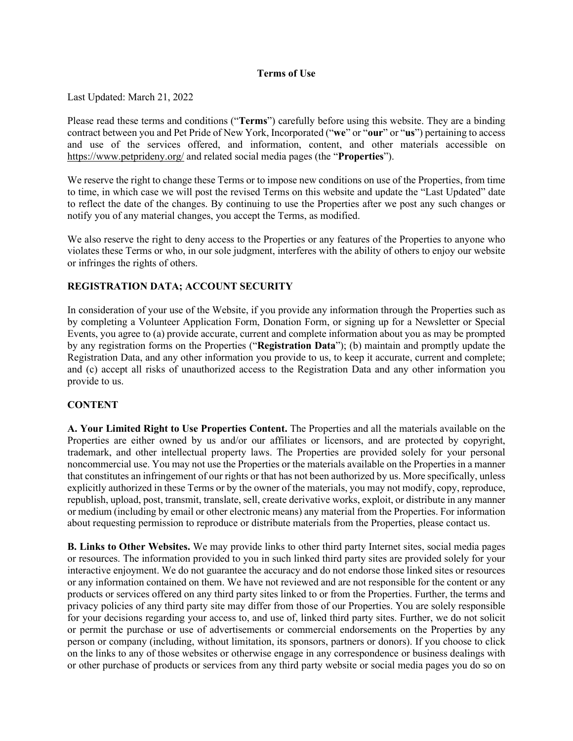# Terms of Use

Last Updated: March 21, 2022

Please read these terms and conditions ("**Terms**") carefully before using this website. They are a binding contract between you and Pet Pride of New York, Incorporated ("**we**" or "**our**" or "**us**") pertaining to access and use of the services offered, and information, content, and other materials accessible on https://www.petprideny.org/ and related social media pages (the "**Properties**").

We reserve the right to change these Terms or to impose new conditions on use of the Properties, from time to time, in which case we will post the revised Terms on this website and update the "Last Updated" date to reflect the date of the changes. By continuing to use the Properties after we post any such changes or notify you of any material changes, you accept the Terms, as modified.

We also reserve the right to deny access to the Properties or any features of the Properties to anyone who violates these Terms or who, in our sole judgment, interferes with the ability of others to enjoy our website or infringes the rights of others.

## REGISTRATION DATA; ACCOUNT SECURITY

In consideration of your use of the Website, if you provide any information through the Properties such as by completing a Volunteer Application Form, Donation Form, or signing up for a Newsletter or Special Events, you agree to (a) provide accurate, current and complete information about you as may be prompted by any registration forms on the Properties ("**Registration Data**"); (b) maintain and promptly update the Registration Data, and any other information you provide to us, to keep it accurate, current and complete; and (c) accept all risks of unauthorized access to the Registration Data and any other information you provide to us.

## CONTENT

**A. Your Limited Right to Use Properties Content.** The Properties and all the materials available on the Properties are either owned by us and/or our affiliates or licensors, and are protected by copyright, trademark, and other intellectual property laws. The Properties are provided solely for your personal noncommercial use. You may not use the Properties or the materials available on the Properties in a manner that constitutes an infringement of our rights or that has not been authorized by us. More specifically, unless explicitly authorized in these Terms or by the owner of the materials, you may not modify, copy, reproduce, republish, upload, post, transmit, translate, sell, create derivative works, exploit, or distribute in any manner or medium (including by email or other electronic means) any material from the Properties. For information about requesting permission to reproduce or distribute materials from the Properties, please contact us.

**B. Links to Other Websites.** We may provide links to other third party Internet sites, social media pages or resources. The information provided to you in such linked third party sites are provided solely for your interactive enjoyment. We do not guarantee the accuracy and do not endorse those linked sites or resources or any information contained on them. We have not reviewed and are not responsible for the content or any products or services offered on any third party sites linked to or from the Properties. Further, the terms and privacy policies of any third party site may differ from those of our Properties. You are solely responsible for your decisions regarding your access to, and use of, linked third party sites. Further, we do not solicit or permit the purchase or use of advertisements or commercial endorsements on the Properties by any person or company (including, without limitation, its sponsors, partners or donors). If you choose to click on the links to any of those websites or otherwise engage in any correspondence or business dealings with or other purchase of products or services from any third party website or social media pages you do so on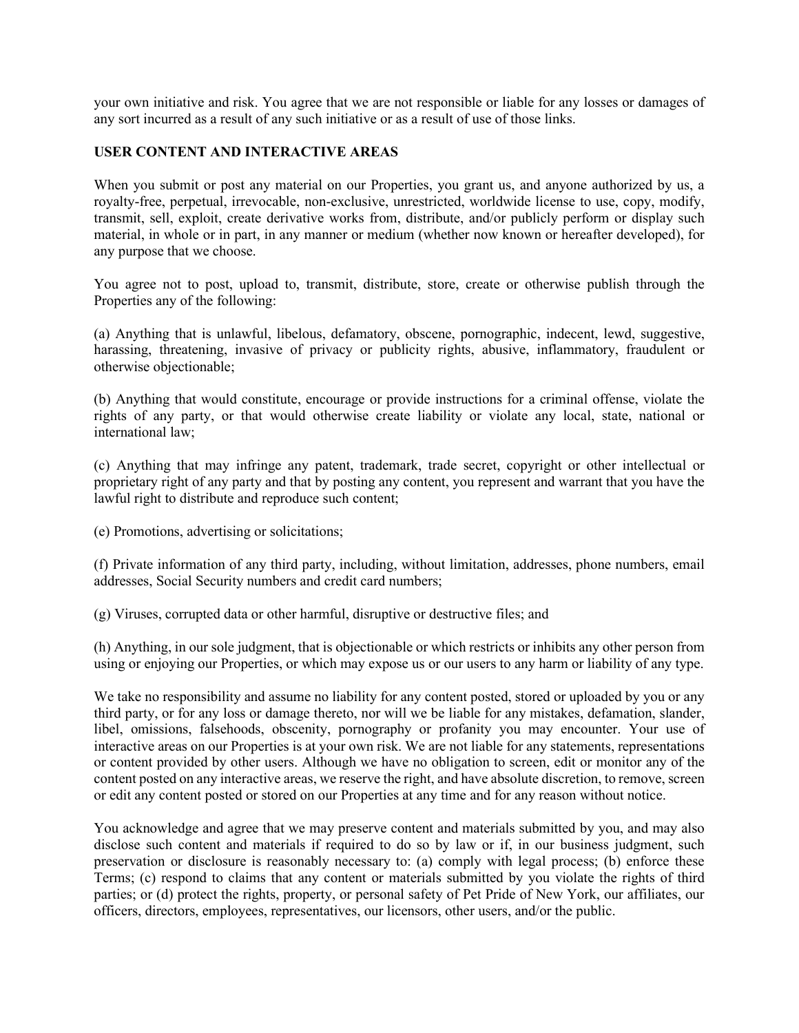your own initiative and risk. You agree that we are not responsible or liable for any losses or damages of any sort incurred as a result of any such initiative or as a result of use of those links.

## USER CONTENT AND INTERACTIVE AREAS

When you submit or post any material on our Properties, you grant us, and anyone authorized by us, a royalty-free, perpetual, irrevocable, non-exclusive, unrestricted, worldwide license to use, copy, modify, transmit, sell, exploit, create derivative works from, distribute, and/or publicly perform or display such material, in whole or in part, in any manner or medium (whether now known or hereafter developed), for any purpose that we choose.

You agree not to post, upload to, transmit, distribute, store, create or otherwise publish through the Properties any of the following:

(a) Anything that is unlawful, libelous, defamatory, obscene, pornographic, indecent, lewd, suggestive, harassing, threatening, invasive of privacy or publicity rights, abusive, inflammatory, fraudulent or otherwise objectionable;

(b) Anything that would constitute, encourage or provide instructions for a criminal offense, violate the rights of any party, or that would otherwise create liability or violate any local, state, national or international law;

(c) Anything that may infringe any patent, trademark, trade secret, copyright or other intellectual or proprietary right of any party and that by posting any content, you represent and warrant that you have the lawful right to distribute and reproduce such content;

(e) Promotions, advertising or solicitations;

(f) Private information of any third party, including, without limitation, addresses, phone numbers, email addresses, Social Security numbers and credit card numbers;

(g) Viruses, corrupted data or other harmful, disruptive or destructive files; and

(h) Anything, in our sole judgment, that is objectionable or which restricts or inhibits any other person from using or enjoying our Properties, or which may expose us or our users to any harm or liability of any type.

We take no responsibility and assume no liability for any content posted, stored or uploaded by you or any third party, or for any loss or damage thereto, nor will we be liable for any mistakes, defamation, slander, libel, omissions, falsehoods, obscenity, pornography or profanity you may encounter. Your use of interactive areas on our Properties is at your own risk. We are not liable for any statements, representations or content provided by other users. Although we have no obligation to screen, edit or monitor any of the content posted on any interactive areas, we reserve the right, and have absolute discretion, to remove, screen or edit any content posted or stored on our Properties at any time and for any reason without notice.

You acknowledge and agree that we may preserve content and materials submitted by you, and may also disclose such content and materials if required to do so by law or if, in our business judgment, such preservation or disclosure is reasonably necessary to: (a) comply with legal process; (b) enforce these Terms; (c) respond to claims that any content or materials submitted by you violate the rights of third parties; or (d) protect the rights, property, or personal safety of Pet Pride of New York, our affiliates, our officers, directors, employees, representatives, our licensors, other users, and/or the public.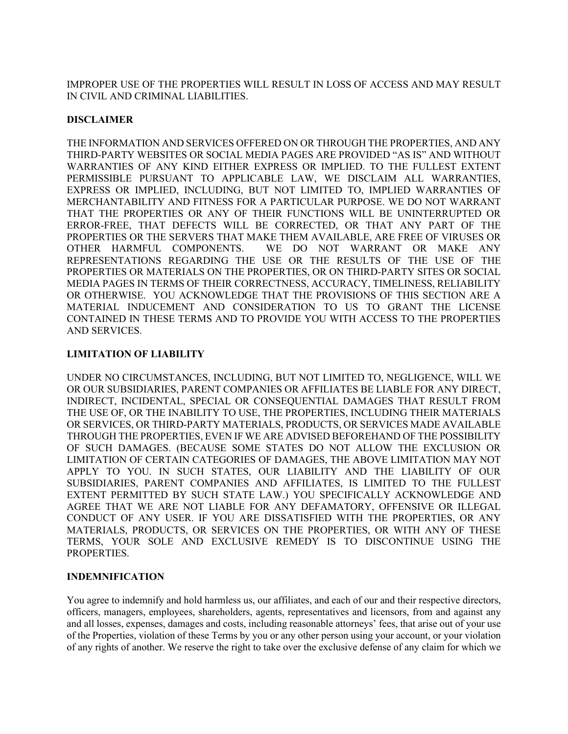IMPROPER USE OF THE PROPERTIES WILL RESULT IN LOSS OF ACCESS AND MAY RESULT IN CIVIL AND CRIMINAL LIABILITIES.

**DISCLAIMER**

THE INFORMATION AND SERVICES OFFERED ON OR THROUGH THE PROPERTIES, AND ANY THIRD-PARTY WEBSITES OR SOCIAL MEDIA PAGES ARE PROVIDED "AS IS" AND WITHOUT WARRANTIES OF ANY KIND EITHER EXPRESS OR IMPLIED. TO THE FULLEST EXTENT PERMISSIBLE PURSUANT TO APPLICABLE LAW, WE DISCLAIM ALL WARRANTIES, EXPRESS OR IMPLIED, INCLUDING, BUT NOT LIMITED TO, IMPLIED WARRANTIES OF MERCHANTABILITY AND FITNESS FOR A PARTICULAR PURPOSE. WE DO NOT WARRANT THAT THE PROPERTIES OR ANY OF THEIR FUNCTIONS WILL BE UNINTERRUPTED OR ERROR-FREE, THAT DEFECTS WILL BE CORRECTED, OR THAT ANY PART OF THE PROPERTIES OR THE SERVERS THAT MAKE THEM AVAILABLE, ARE FREE OF VIRUSES OR OTHER HARMFUL COMPONENTS. WE DO NOT WARRANT OR MAKE ANY REPRESENTATIONS REGARDING THE USE OR THE RESULTS OF THE USE OF THE PROPERTIES OR MATERIALS ON THE PROPERTIES, OR ON THIRD-PARTY SITES OR SOCIAL MEDIA PAGES IN TERMS OF THEIR CORRECTNESS, ACCURACY, TIMELINESS, RELIABILITY OR OTHERWISE. YOU ACKNOWLEDGE THAT THE PROVISIONS OF THIS SECTION ARE A MATERIAL INDUCEMENT AND CONSIDERATION TO US TO GRANT THE LICENSE CONTAINED IN THESE TERMS AND TO PROVIDE YOU WITH ACCESS TO THE PROPERTIES AND SERVICES.

**LIMITATION OF LIABILITY**

UNDER NO CIRCUMSTANCES, INCLUDING, BUT NOT LIMITED TO, NEGLIGENCE, WILL WE OR OUR SUBSIDIARIES, PARENT COMPANIES OR AFFILIATES BE LIABLE FOR ANY DIRECT, INDIRECT, INCIDENTAL, SPECIAL OR CONSEQUENTIAL DAMAGES THAT RESULT FROM THE USE OF, OR THE INABILITY TO USE, THE PROPERTIES, INCLUDING THEIR MATERIALS OR SERVICES, OR THIRD-PARTY MATERIALS, PRODUCTS, OR SERVICES MADE AVAILABLE THROUGH THE PROPERTIES, EVEN IF WE ARE ADVISED BEFOREHAND OF THE POSSIBILITY OF SUCH DAMAGES. (BECAUSE SOME STATES DO NOT ALLOW THE EXCLUSION OR LIMITATION OF CERTAIN CATEGORIES OF DAMAGES, THE ABOVE LIMITATION MAY NOT APPLY TO YOU. IN SUCH STATES, OUR LIABILITY AND THE LIABILITY OF OUR SUBSIDIARIES, PARENT COMPANIES AND AFFILIATES, IS LIMITED TO THE FULLEST EXTENT PERMITTED BY SUCH STATE LAW.) YOU SPECIFICALLY ACKNOWLEDGE AND AGREE THAT WE ARE NOT LIABLE FOR ANY DEFAMATORY, OFFENSIVE OR ILLEGAL CONDUCT OF ANY USER. IF YOU ARE DISSATISFIED WITH THE PROPERTIES, OR ANY MATERIALS, PRODUCTS, OR SERVICES ON THE PROPERTIES, OR WITH ANY OF THESE TERMS, YOUR SOLE AND EXCLUSIVE REMEDY IS TO DISCONTINUE USING THE PROPERTIES.

**INDEMNIFICATION**

You agree to indemnify and hold harmless us, our affiliates, and each of our and their respective directors, officers, managers, employees, shareholders, agents, representatives and licensors, from and against any and all losses, expenses, damages and costs, including reasonable attorneys' fees, that arise out of your use of the Properties, violation of these Terms by you or any other person using your account, or your violation of any rights of another. We reserve the right to take over the exclusive defense of any claim for which we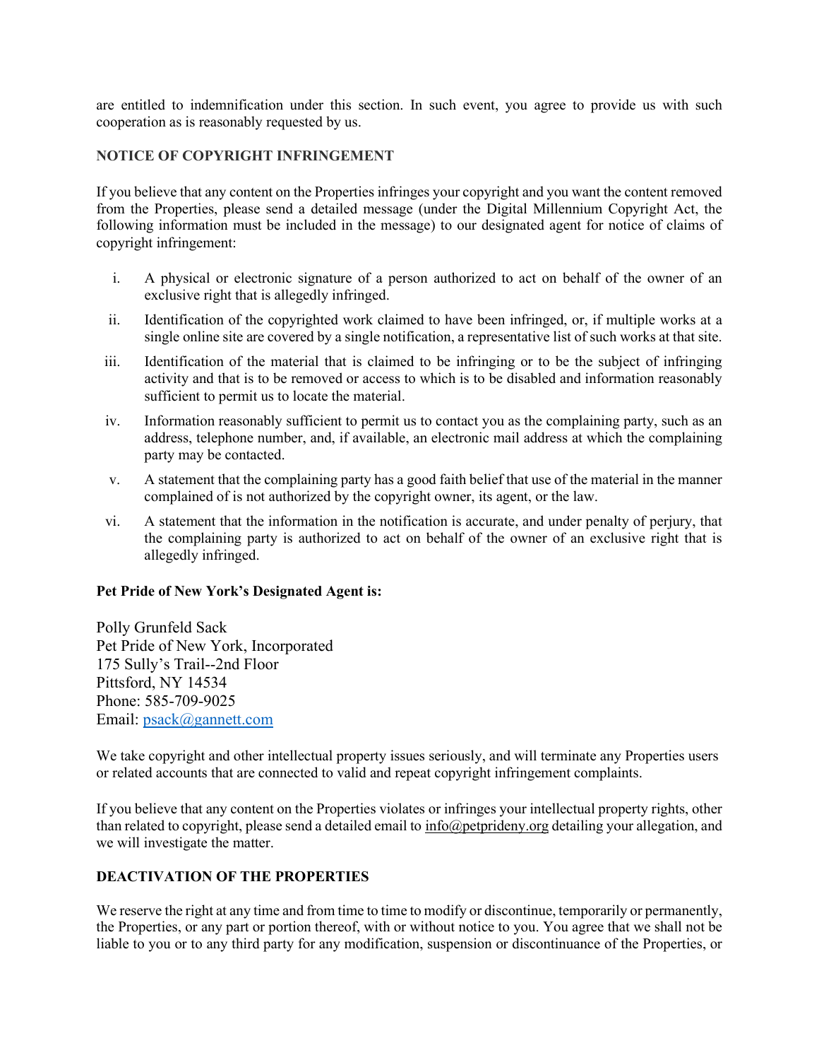are entitled to indemnification under this section. In such event, you agree to provide us with such cooperation as is reasonably requested by us.

**NOTICE OF COPYRIGHT INFRINGEMENT**

If you believe that any content on the Properties infringes your copyright and you want the content removed from the Properties, please send a detailed message (under the Digital Millennium Copyright Act, the following information must be included in the message) to our designated agent for notice of claims of copyright infringement:

i. A physical or electronic signature of a person authorized to act on behalf of the owner of an exclusive right that is allegedly infringed.

ii. Identification of the copyrighted work claimed to have been infringed, or, if multiple works at a single online site are covered by a single notification, a representative list of such works at that site.

iii. Identification of the material that is claimed to be infringing or to be the subject of infringing activity and that is to be removed or access to which is to be disabled and information reasonably sufficient to permit us to locate the material.

iv. Information reasonably sufficient to permit us to contact you as the complaining party, such as an address, telephone number, and, if available, an electronic mail address at which the complaining party may be contacted.

v. A statement that the complaining party has a good faith belief that use of the material in the manner complained of is not authorized by the copyright owner, its agent, or the law.

vi. A statement that the information in the notification is accurate, and under penalty of perjury, that the complaining party is authorized to act on behalf of the owner of an exclusive right that is allegedly infringed.

**Pet Pride of New York's Designated Agent is:**

Polly Grunfeld Sack
Pet Pride of New York, Incorporated
175 Sully's Trail--2nd Floor
Pittsford, NY 14534
Phone: 585-709-9025
Email: psack@gannett.com

We take copyright and other intellectual property issues seriously, and will terminate any Properties users or related accounts that are connected to valid and repeat copyright infringement complaints.

If you believe that any content on the Properties violates or infringes your intellectual property rights, other than related to copyright, please send a detailed email to info@petprideny.org detailing your allegation, and we will investigate the matter.

**DEACTIVATION OF THE PROPERTIES**

We reserve the right at any time and from time to time to modify or discontinue, temporarily or permanently, the Properties, or any part or portion thereof, with or without notice to you. You agree that we shall not be liable to you or to any third party for any modification, suspension or discontinuance of the Properties, or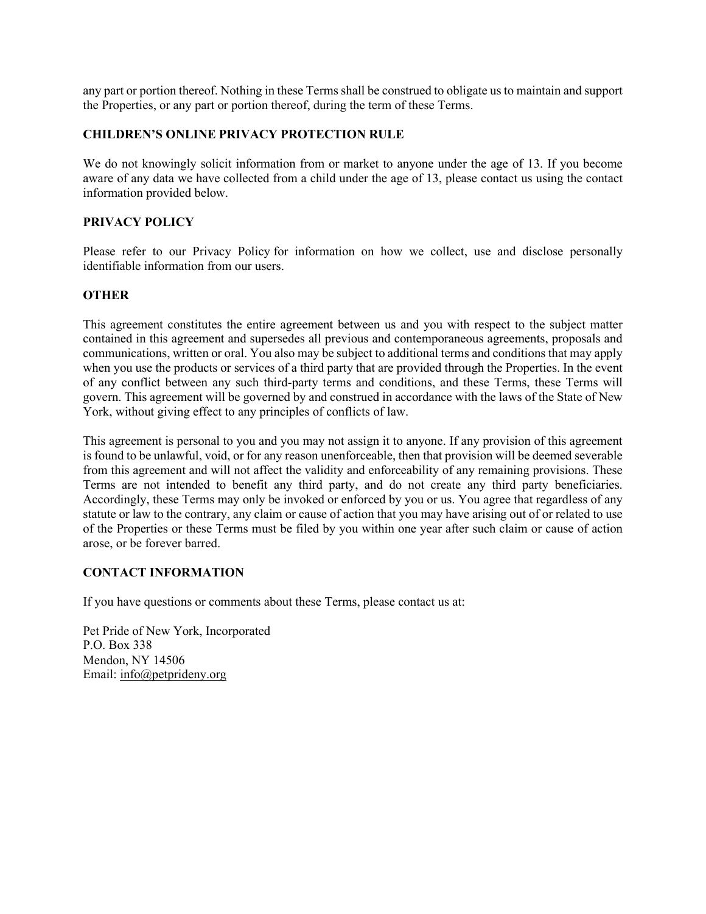any part or portion thereof. Nothing in these Terms shall be construed to obligate us to maintain and support the Properties, or any part or portion thereof, during the term of these Terms.

**CHILDREN'S ONLINE PRIVACY PROTECTION RULE**

We do not knowingly solicit information from or market to anyone under the age of 13. If you become aware of any data we have collected from a child under the age of 13, please contact us using the contact information provided below.

**PRIVACY POLICY**

Please refer to our Privacy Policy for information on how we collect, use and disclose personally identifiable information from our users.

**OTHER**

This agreement constitutes the entire agreement between us and you with respect to the subject matter contained in this agreement and supersedes all previous and contemporaneous agreements, proposals and communications, written or oral. You also may be subject to additional terms and conditions that may apply when you use the products or services of a third party that are provided through the Properties. In the event of any conflict between any such third-party terms and conditions, and these Terms, these Terms will govern. This agreement will be governed by and construed in accordance with the laws of the State of New York, without giving effect to any principles of conflicts of law.

This agreement is personal to you and you may not assign it to anyone. If any provision of this agreement is found to be unlawful, void, or for any reason unenforceable, then that provision will be deemed severable from this agreement and will not affect the validity and enforceability of any remaining provisions. These Terms are not intended to benefit any third party, and do not create any third party beneficiaries. Accordingly, these Terms may only be invoked or enforced by you or us. You agree that regardless of any statute or law to the contrary, any claim or cause of action that you may have arising out of or related to use of the Properties or these Terms must be filed by you within one year after such claim or cause of action arose, or be forever barred.

**CONTACT INFORMATION**

If you have questions or comments about these Terms, please contact us at:

Pet Pride of New York, Incorporated
P.O. Box 338
Mendon, NY 14506
Email: info@petprideny.org